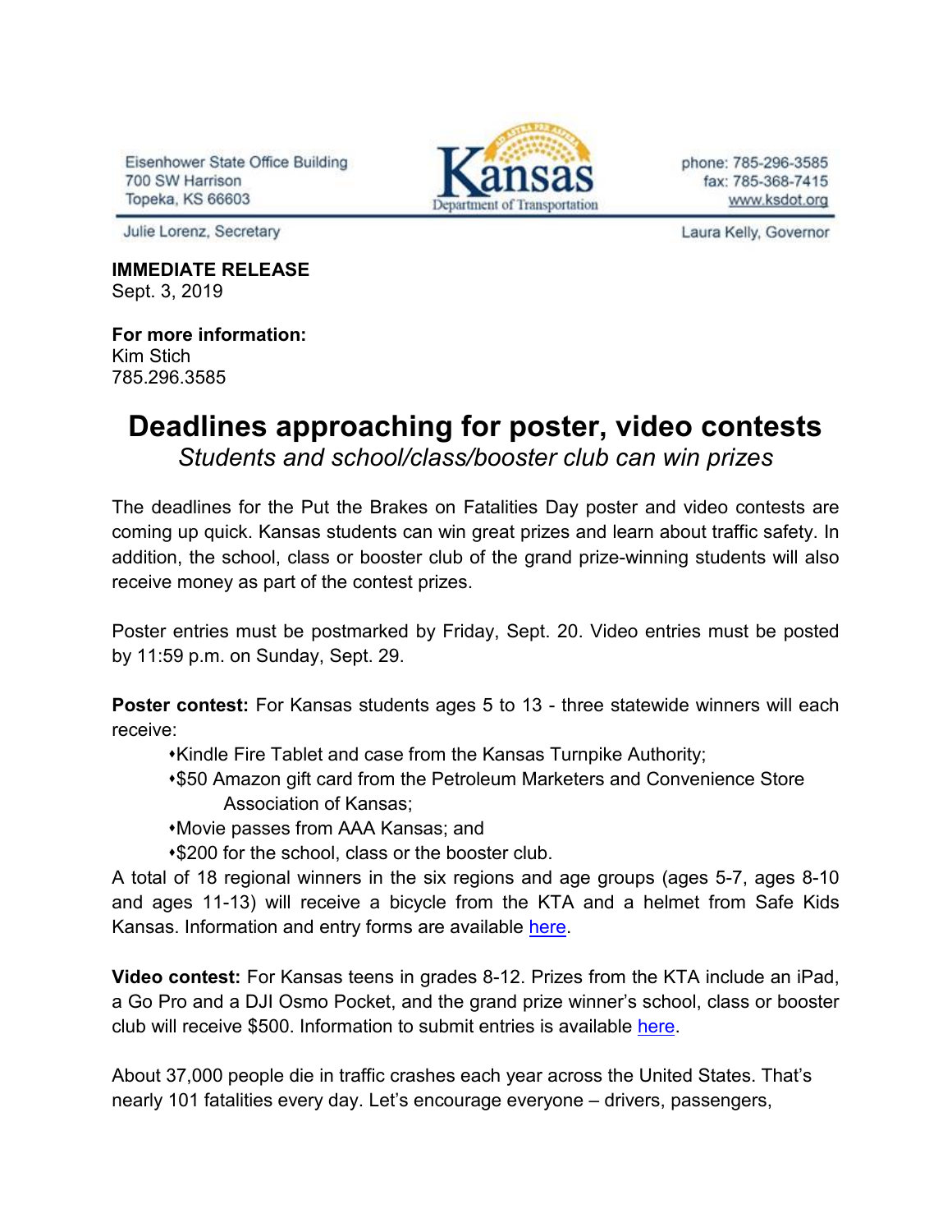Eisenhower State Office Building
700 SW Harrison
Topeka, KS 66603

Kansas Department of Transportation

phone: 785-296-3585
fax: 785-368-7415
www.ksdot.org

Julie Lorenz, Secretary

Laura Kelly, Governor

**IMMEDIATE RELEASE**
Sept. 3, 2019

**For more information:**
Kim Stich
785.296.3585

# Deadlines approaching for poster, video contests

*Students and school/class/booster club can win prizes*

The deadlines for the Put the Brakes on Fatalities Day poster and video contests are coming up quick. Kansas students can win great prizes and learn about traffic safety. In addition, the school, class or booster club of the grand prize-winning students will also receive money as part of the contest prizes.

Poster entries must be postmarked by Friday, Sept. 20. Video entries must be posted by 11:59 p.m. on Sunday, Sept. 29.

**Poster contest:** For Kansas students ages 5 to 13 - three statewide winners will each receive:

- Kindle Fire Tablet and case from the Kansas Turnpike Authority;
- $50 Amazon gift card from the Petroleum Marketers and Convenience Store Association of Kansas;
- Movie passes from AAA Kansas; and
- $200 for the school, class or the booster club.

A total of 18 regional winners in the six regions and age groups (ages 5-7, ages 8-10 and ages 11-13) will receive a bicycle from the KTA and a helmet from Safe Kids Kansas. Information and entry forms are available here.

**Video contest:** For Kansas teens in grades 8-12. Prizes from the KTA include an iPad, a Go Pro and a DJI Osmo Pocket, and the grand prize winner's school, class or booster club will receive $500. Information to submit entries is available here.

About 37,000 people die in traffic crashes each year across the United States. That's nearly 101 fatalities every day. Let's encourage everyone – drivers, passengers,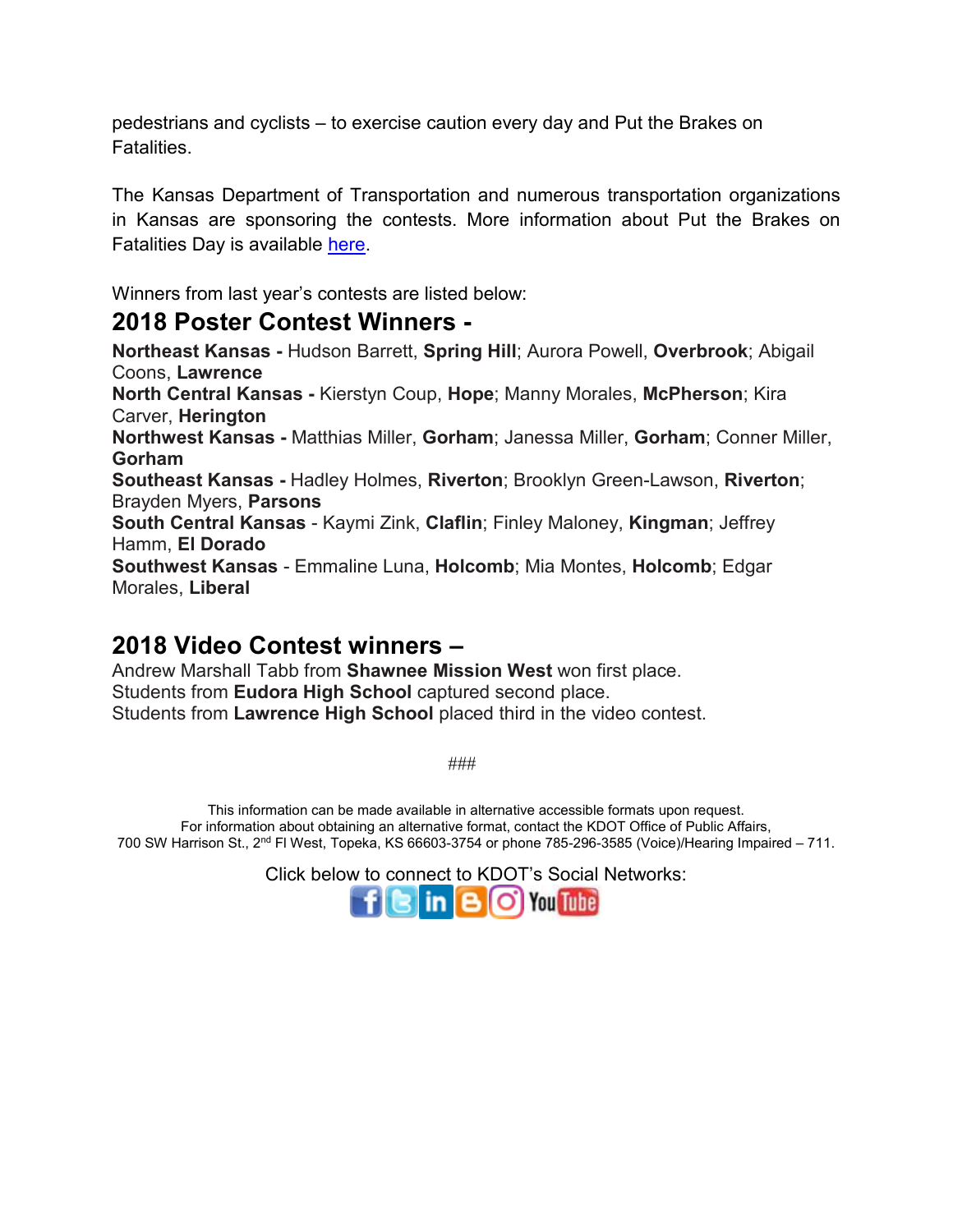pedestrians and cyclists – to exercise caution every day and Put the Brakes on Fatalities.

The Kansas Department of Transportation and numerous transportation organizations in Kansas are sponsoring the contests. More information about Put the Brakes on Fatalities Day is available here.

Winners from last year's contests are listed below:

## 2018 Poster Contest Winners -

**Northeast Kansas -** Hudson Barrett, **Spring Hill**; Aurora Powell, **Overbrook**; Abigail Coons, **Lawrence**
**North Central Kansas -** Kierstyn Coup, **Hope**; Manny Morales, **McPherson**; Kira Carver, **Herington**
**Northwest Kansas -** Matthias Miller, **Gorham**; Janessa Miller, **Gorham**; Conner Miller, **Gorham**
**Southeast Kansas -** Hadley Holmes, **Riverton**; Brooklyn Green-Lawson, **Riverton**; Brayden Myers, **Parsons**
**South Central Kansas** - Kaymi Zink, **Claflin**; Finley Maloney, **Kingman**; Jeffrey Hamm, **El Dorado**
**Southwest Kansas** - Emmaline Luna, **Holcomb**; Mia Montes, **Holcomb**; Edgar Morales, **Liberal**

## 2018 Video Contest winners –

Andrew Marshall Tabb from **Shawnee Mission West** won first place.
Students from **Eudora High School** captured second place.
Students from **Lawrence High School** placed third in the video contest.

###

This information can be made available in alternative accessible formats upon request.
For information about obtaining an alternative format, contact the KDOT Office of Public Affairs,
700 SW Harrison St., 2nd Fl West, Topeka, KS 66603-3754 or phone 785-296-3585 (Voice)/Hearing Impaired – 711.

Click below to connect to KDOT's Social Networks: